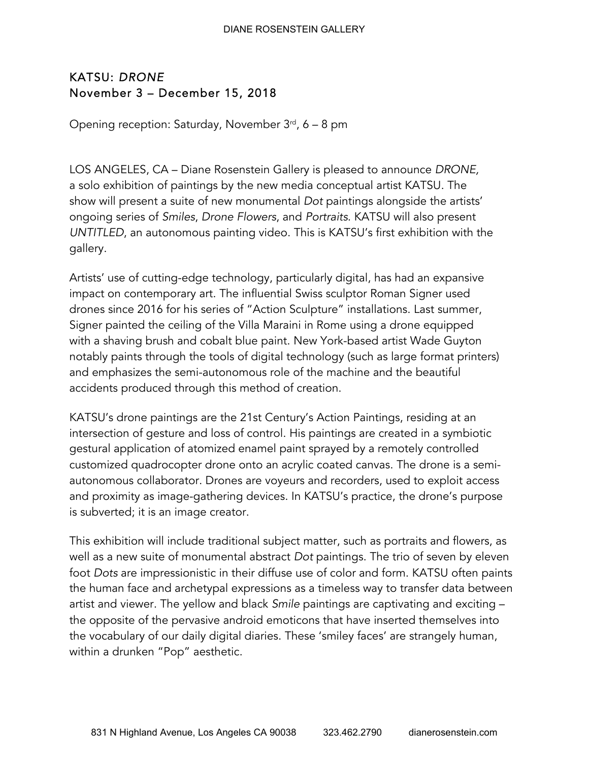# KATSU: *DRONE*

## November 3 – December 15, 2018

Opening reception: Saturday, November 3rd, 6 – 8 pm

LOS ANGELES, CA – Diane Rosenstein Gallery is pleased to announce *DRONE,* a solo exhibition of paintings by the new media conceptual artist KATSU. The show will present a suite of new monumental *Dot* paintings alongside the artists' ongoing series of *Smiles*, *Drone Flowers*, and *Portraits*. KATSU will also present *UNTITLED*, an autonomous painting video. This is KATSU's first exhibition with the gallery.

Artists' use of cutting-edge technology, particularly digital, has had an expansive impact on contemporary art. The influential Swiss sculptor Roman Signer used drones since 2016 for his series of "Action Sculpture" installations. Last summer, Signer painted the ceiling of the Villa Maraini in Rome using a drone equipped with a shaving brush and cobalt blue paint. New York-based artist Wade Guyton notably paints through the tools of digital technology (such as large format printers) and emphasizes the semi-autonomous role of the machine and the beautiful accidents produced through this method of creation.

KATSU's drone paintings are the 21st Century's Action Paintings, residing at an intersection of gesture and loss of control. His paintings are created in a symbiotic gestural application of atomized enamel paint sprayed by a remotely controlled customized quadrocopter drone onto an acrylic coated canvas. The drone is a semi-autonomous collaborator. Drones are voyeurs and recorders, used to exploit access and proximity as image-gathering devices. In KATSU's practice, the drone's purpose is subverted; it is an image creator.

This exhibition will include traditional subject matter, such as portraits and flowers, as well as a new suite of monumental abstract *Dot* paintings. The trio of seven by eleven foot *Dots* are impressionistic in their diffuse use of color and form. KATSU often paints the human face and archetypal expressions as a timeless way to transfer data between artist and viewer. The yellow and black *Smile* paintings are captivating and exciting – the opposite of the pervasive android emoticons that have inserted themselves into the vocabulary of our daily digital diaries. These 'smiley faces' are strangely human, within a drunken "Pop" aesthetic.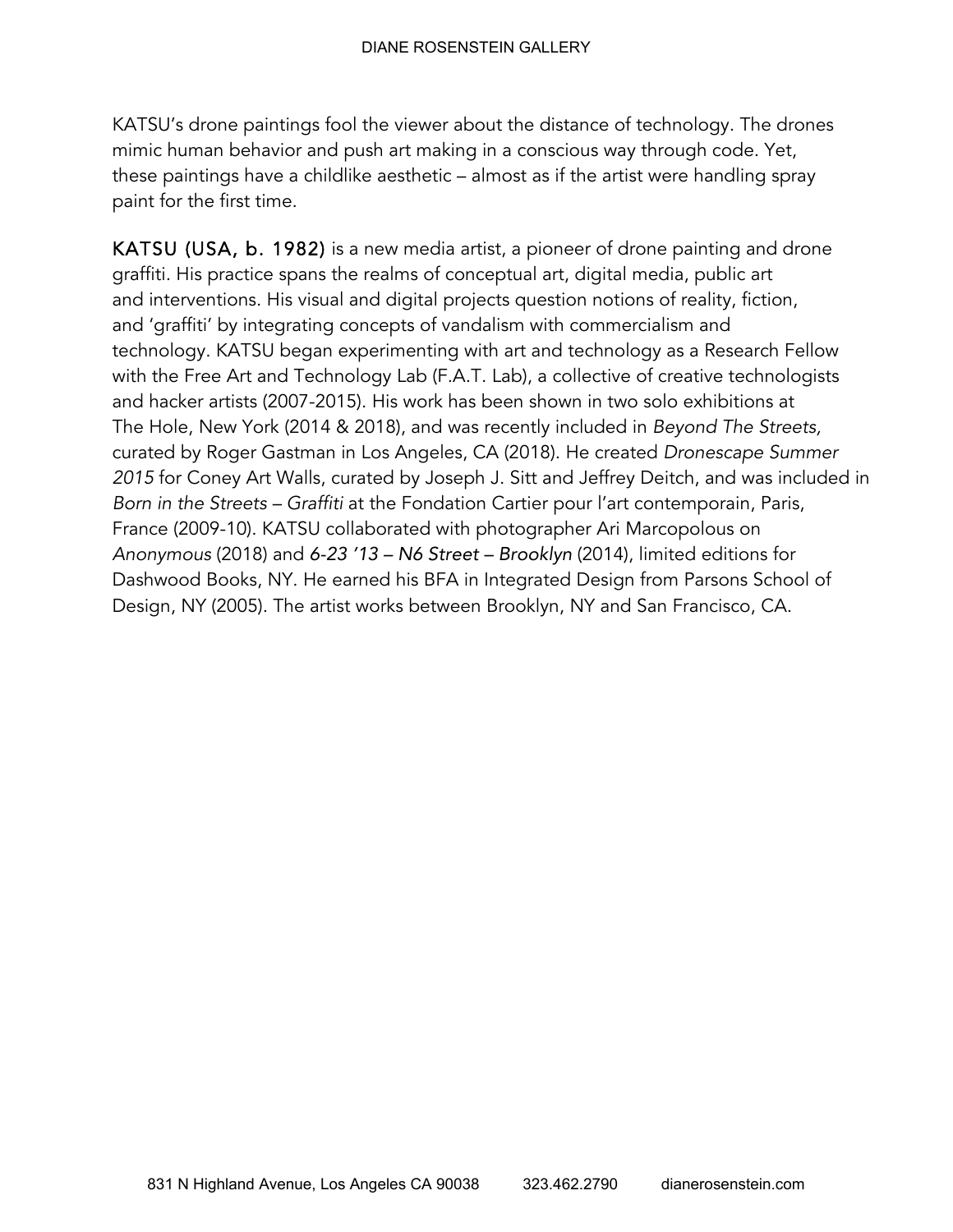KATSU's drone paintings fool the viewer about the distance of technology. The drones mimic human behavior and push art making in a conscious way through code. Yet, these paintings have a childlike aesthetic – almost as if the artist were handling spray paint for the first time.

KATSU (USA, b. 1982) is a new media artist, a pioneer of drone painting and drone graffiti. His practice spans the realms of conceptual art, digital media, public art and interventions. His visual and digital projects question notions of reality, fiction, and 'graffiti' by integrating concepts of vandalism with commercialism and technology. KATSU began experimenting with art and technology as a Research Fellow with the Free Art and Technology Lab (F.A.T. Lab), a collective of creative technologists and hacker artists (2007-2015). His work has been shown in two solo exhibitions at The Hole, New York (2014 & 2018), and was recently included in *Beyond The Streets,* curated by Roger Gastman in Los Angeles, CA (2018). He created *Dronescape Summer 2015* for Coney Art Walls, curated by Joseph J. Sitt and Jeffrey Deitch, and was included in *Born in the Streets – Graffiti* at the Fondation Cartier pour l'art contemporain, Paris, France (2009-10). KATSU collaborated with photographer Ari Marcopolous on *Anonymous* (2018) and *6-23 '13 – N6 Street – Brooklyn* (2014), limited editions for Dashwood Books, NY. He earned his BFA in Integrated Design from Parsons School of Design, NY (2005). The artist works between Brooklyn, NY and San Francisco, CA.